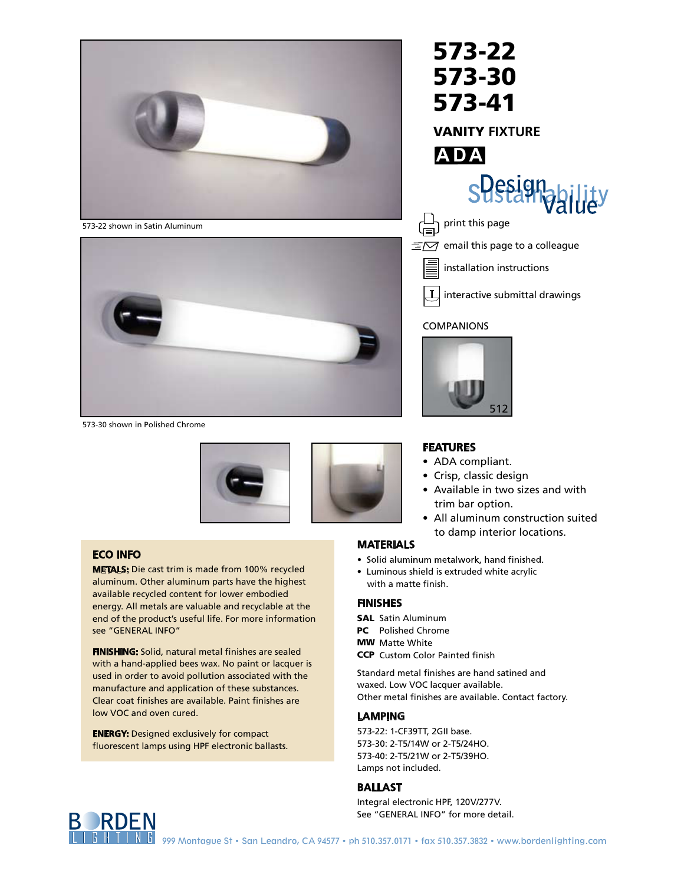573-22 shown in Satin Aluminum

573-30 shown in Polished Chrome

# 573-22
# 573-30
# 573-41

## VANITY FIXTURE

**ADA**

Design Sustainability Value

print this page

email this page to a colleague

installation instructions

interactive submittal drawings

COMPANIONS

512

### FEATURES

- ADA compliant.
- Crisp, classic design
- Available in two sizes and with trim bar option.
- All aluminum construction suited to damp interior locations.

### ECO INFO

**METALS:** Die cast trim is made from 100% recycled aluminum. Other aluminum parts have the highest available recycled content for lower embodied energy. All metals are valuable and recyclable at the end of the product's useful life. For more information see "GENERAL INFO"

**FINISHING:** Solid, natural metal finishes are sealed with a hand-applied bees wax. No paint or lacquer is used in order to avoid pollution associated with the manufacture and application of these substances. Clear coat finishes are available. Paint finishes are low VOC and oven cured.

**ENERGY:** Designed exclusively for compact fluorescent lamps using HPF electronic ballasts.

### MATERIALS

- Solid aluminum metalwork, hand finished.
- Luminous shield is extruded white acrylic with a matte finish.

### FINISHES

**SAL** Satin Aluminum
**PC** Polished Chrome
**MW** Matte White
**CCP** Custom Color Painted finish

Standard metal finishes are hand satined and waxed. Low VOC lacquer available.
Other metal finishes are available. Contact factory.

### LAMPING

573-22: 1-CF39TT, 2GII base.
573-30: 2-T5/14W or 2-T5/24HO.
573-40: 2-T5/21W or 2-T5/39HO.
Lamps not included.

### BALLAST

Integral electronic HPF, 120V/277V.
See "GENERAL INFO" for more detail.

BORDEN LIGHTING 999 Montague St • San Leandro, CA 94577 • ph 510.357.0171 • fax 510.357.3832 • www.bordenlighting.com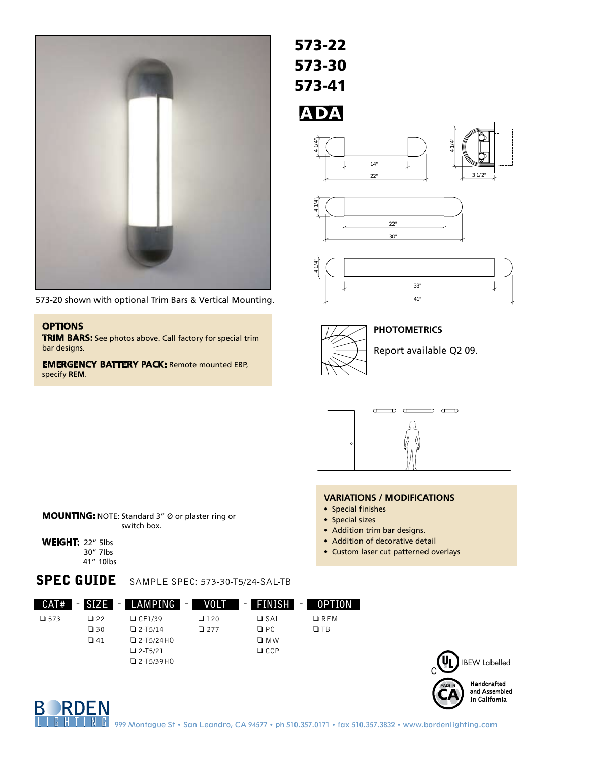# 573-22
# 573-30
# 573-41

ADA

573-20 shown with optional Trim Bars & Vertical Mounting.

4 1/4"
14"
22"
4 1/4"
3 1/2"
4 1/4"
22"
30"
4 1/4"
33"
41"

**OPTIONS**

**TRIM BARS:** See photos above. Call factory for special trim bar designs.

**EMERGENCY BATTERY PACK:** Remote mounted EBP, specify **REM**.

**PHOTOMETRICS**

Report available Q2 09.

**VARIATIONS / MODIFICATIONS**

- Special finishes
- Special sizes
- Addition trim bar designs.
- Addition of decorative detail
- Custom laser cut patterned overlays

**MOUNTING:** NOTE: Standard 3" Ø or plaster ring or switch box.

**WEIGHT:** 22" 5lbs
30" 7lbs
41" 10lbs

## SPEC GUIDE

SAMPLE SPEC: 573-30-T5/24-SAL-TB

| CAT# | SIZE | LAMPING | VOLT | FINISH | OPTION |
|---|---|---|---|---|---|
| ❑ 573 | ❑ 22 | ❑ CF1/39 | ❑ 120 | ❑ SAL | ❑ REM |
| | ❑ 30 | ❑ 2-T5/14 | ❑ 277 | ❑ PC | ❑ TB |
| | ❑ 41 | ❑ 2-T5/24HO | | ❑ MW | |
| | | ❑ 2-T5/21 | | ❑ CCP | |
| | | ❑ 2-T5/39HO | | | |

IBEW Labelled

Handcrafted and Assembled In California

BORDEN LIGHTING

999 Montague St • San Leandro, CA 94577 • ph 510.357.0171 • fax 510.357.3832 • www.bordenlighting.com